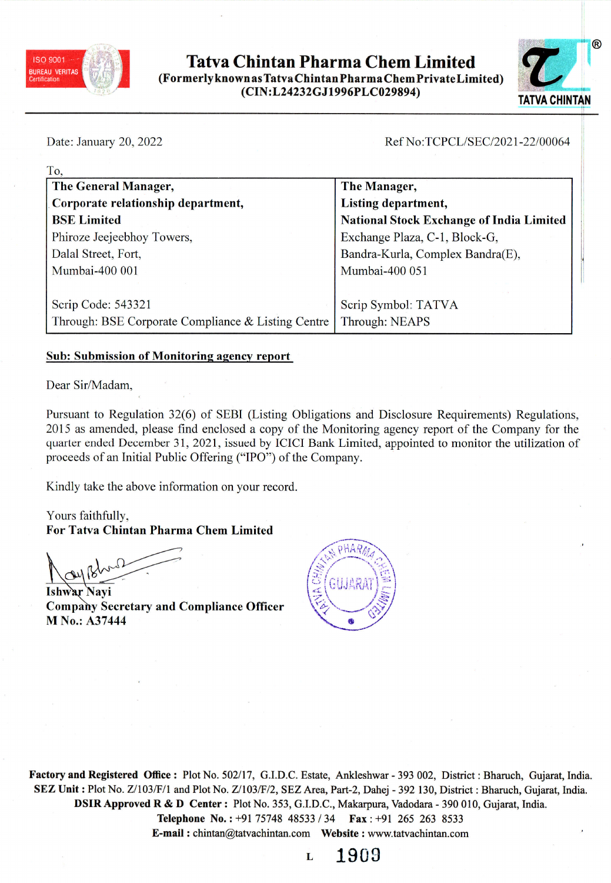# Tatva Chintan Pharma Chem Limited

**(Formerly known as Tatva Chintan Pharma Chem Private Limited)**
**(CIN:L24232GJ1996PLC029894)**

TATVA CHINTAN

Date: January 20, 2022

Ref No:TCPCL/SEC/2021-22/00064

To,

| **The General Manager,**<br>**Corporate relationship department,**<br>**BSE Limited**<br>Phiroze Jeejeebhoy Towers,<br>Dalal Street, Fort,<br>Mumbai-400 001<br><br>Scrip Code: 543321<br>Through: BSE Corporate Compliance & Listing Centre | **The Manager,**<br>**Listing department,**<br>**National Stock Exchange of India Limited**<br>Exchange Plaza, C-1, Block-G,<br>Bandra-Kurla, Complex Bandra(E),<br>Mumbai-400 051<br><br>Scrip Symbol: TATVA<br>Through: NEAPS |
|---|---|

**Sub: Submission of Monitoring agency report**

Dear Sir/Madam,

Pursuant to Regulation 32(6) of SEBI (Listing Obligations and Disclosure Requirements) Regulations, 2015 as amended, please find enclosed a copy of the Monitoring agency report of the Company for the quarter ended December 31, 2021, issued by ICICI Bank Limited, appointed to monitor the utilization of proceeds of an Initial Public Offering ("IPO") of the Company.

Kindly take the above information on your record.

Yours faithfully,
**For Tatva Chintan Pharma Chem Limited**

**Ishwar Nayi**
**Company Secretary and Compliance Officer**
**M No.: A37444**

**Factory and Registered Office :** Plot No. 502/17, G.I.D.C. Estate, Ankleshwar - 393 002, District : Bharuch, Gujarat, India.
**SEZ Unit :** Plot No. Z/103/F/1 and Plot No. Z/103/F/2, SEZ Area, Part-2, Dahej - 392 130, District : Bharuch, Gujarat, India.
**DSIR Approved R & D Center :** Plot No. 353, G.I.D.C., Makarpura, Vadodara - 390 010, Gujarat, India.
**Telephone No. :** +91 75748 48533 / 34 **Fax :** +91 265 263 8533
**E-mail :** chintan@tatvachintan.com **Website :** www.tatvachintan.com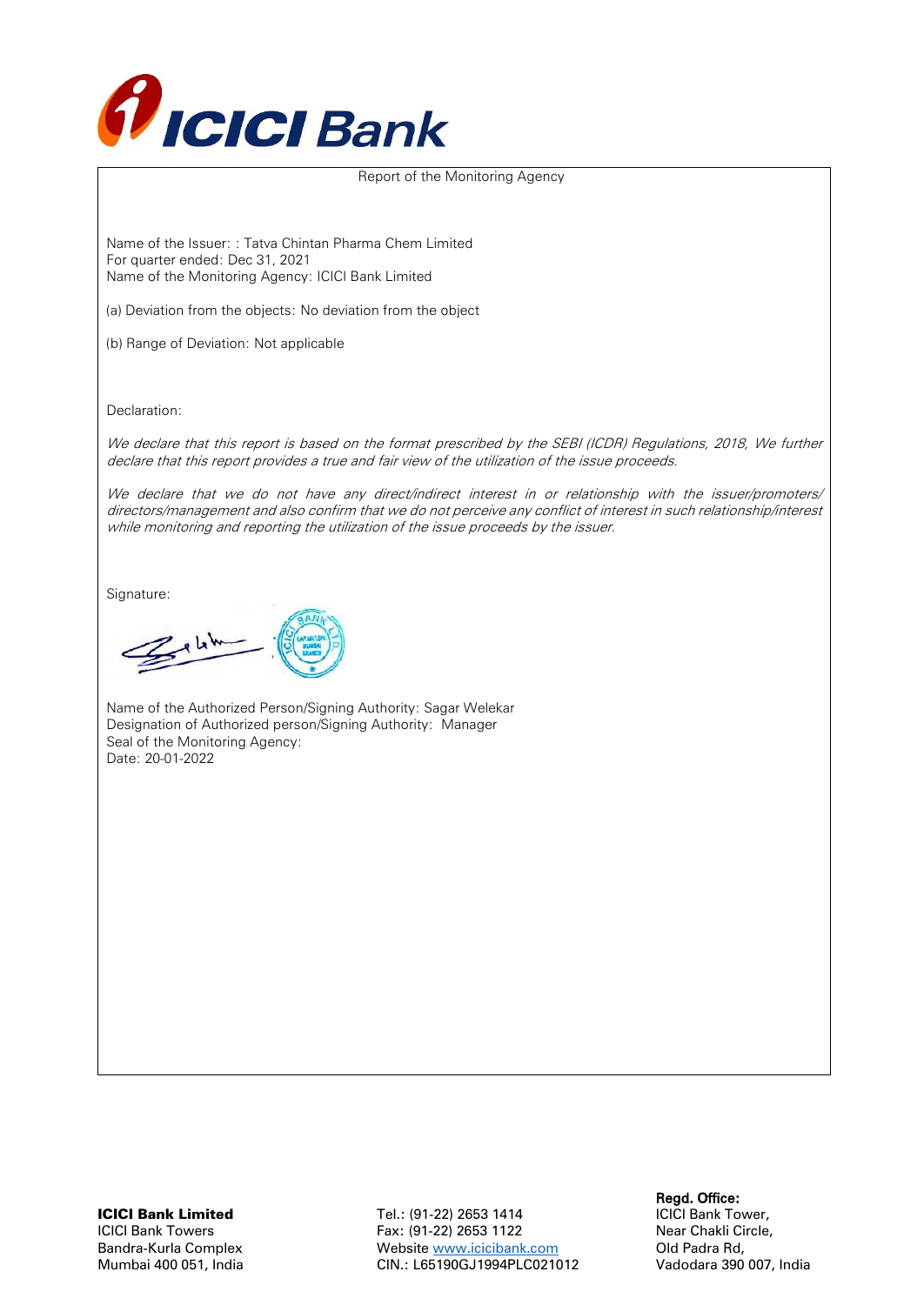Report of the Monitoring Agency

Name of the Issuer: : Tatva Chintan Pharma Chem Limited
For quarter ended: Dec 31, 2021
Name of the Monitoring Agency: ICICI Bank Limited

(a) Deviation from the objects: No deviation from the object

(b) Range of Deviation: Not applicable

Declaration:

*We declare that this report is based on the format prescribed by the SEBI (ICDR) Regulations, 2018, We further declare that this report provides a true and fair view of the utilization of the issue proceeds.*

*We declare that we do not have any direct/indirect interest in or relationship with the issuer/promoters/ directors/management and also confirm that we do not perceive any conflict of interest in such relationship/interest while monitoring and reporting the utilization of the issue proceeds by the issuer.*

Signature:

Name of the Authorized Person/Signing Authority: Sagar Welekar
Designation of Authorized person/Signing Authority: Manager
Seal of the Monitoring Agency:
Date: 20-01-2022

**ICICI Bank Limited**
ICICI Bank Towers
Bandra-Kurla Complex
Mumbai 400 051, India

Tel.: (91-22) 2653 1414
Fax: (91-22) 2653 1122
Website www.icicibank.com
CIN.: L65190GJ1994PLC021012

**Regd. Office:**
ICICI Bank Tower,
Near Chakli Circle,
Old Padra Rd,
Vadodara 390 007, India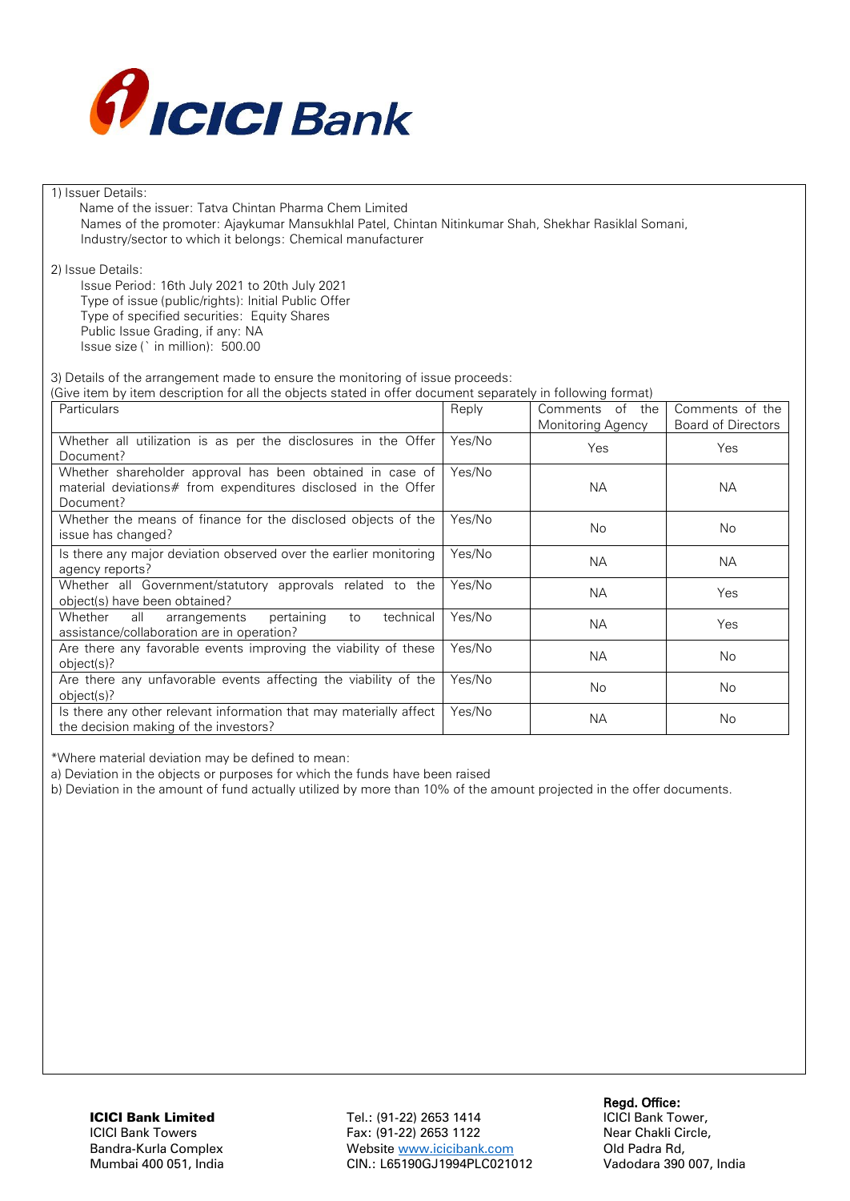1) Issuer Details:

Name of the issuer: Tatva Chintan Pharma Chem Limited
Names of the promoter: Ajaykumar Mansukhlal Patel, Chintan Nitinkumar Shah, Shekhar Rasiklal Somani,
Industry/sector to which it belongs: Chemical manufacturer

2) Issue Details:

Issue Period: 16th July 2021 to 20th July 2021
Type of issue (public/rights): Initial Public Offer
Type of specified securities: Equity Shares
Public Issue Grading, if any: NA
Issue size (` in million): 500.00

3) Details of the arrangement made to ensure the monitoring of issue proceeds:
(Give item by item description for all the objects stated in offer document separately in following format)

| Particulars | Reply | Comments of the Monitoring Agency | Comments of the Board of Directors |
|---|---|---|---|
| Whether all utilization is as per the disclosures in the Offer Document? | Yes/No | Yes | Yes |
| Whether shareholder approval has been obtained in case of material deviations# from expenditures disclosed in the Offer Document? | Yes/No | NA | NA |
| Whether the means of finance for the disclosed objects of the issue has changed? | Yes/No | No | No |
| Is there any major deviation observed over the earlier monitoring agency reports? | Yes/No | NA | NA |
| Whether all Government/statutory approvals related to the object(s) have been obtained? | Yes/No | NA | Yes |
| Whether all arrangements pertaining to technical assistance/collaboration are in operation? | Yes/No | NA | Yes |
| Are there any favorable events improving the viability of these object(s)? | Yes/No | NA | No |
| Are there any unfavorable events affecting the viability of the object(s)? | Yes/No | No | No |
| Is there any other relevant information that may materially affect the decision making of the investors? | Yes/No | NA | No |

*Where material deviation may be defined to mean:

a) Deviation in the objects or purposes for which the funds have been raised

b) Deviation in the amount of fund actually utilized by more than 10% of the amount projected in the offer documents.

**ICICI Bank Limited**
ICICI Bank Towers
Bandra-Kurla Complex
Mumbai 400 051, India

Tel.: (91-22) 2653 1414
Fax: (91-22) 2653 1122
Website www.icicibank.com
CIN.: L65190GJ1994PLC021012

**Regd. Office:**
ICICI Bank Tower,
Near Chakli Circle,
Old Padra Rd,
Vadodara 390 007, India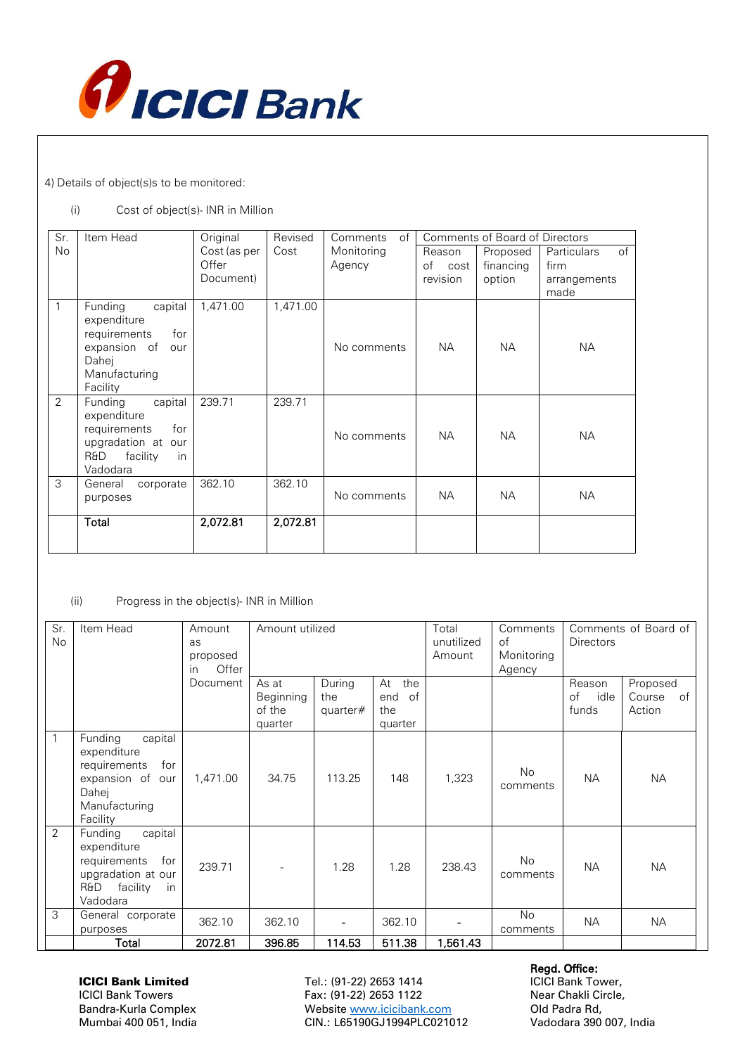4) Details of object(s)s to be monitored:

(i) Cost of object(s)- INR in Million

| Sr. No | Item Head | Original Cost (as per Offer Document) | Revised Cost | Comments of Monitoring Agency | Comments of Board of Directors | | |
|---|---|---|---|---|---|---|---|
| | | | | | Reason of cost revision | Proposed financing option | Particulars of firm arrangements made |
| 1 | Funding capital expenditure requirements for expansion of our Dahej Manufacturing Facility | 1,471.00 | 1,471.00 | No comments | NA | NA | NA |
| 2 | Funding capital expenditure requirements for upgradation at our R&D facility in Vadodara | 239.71 | 239.71 | No comments | NA | NA | NA |
| 3 | General corporate purposes | 362.10 | 362.10 | No comments | NA | NA | NA |
| | **Total** | **2,072.81** | **2,072.81** | | | | |

(ii) Progress in the object(s)- INR in Million

| Sr. No | Item Head | Amount as proposed in Offer Document | Amount utilized | | | Total unutilized Amount | Comments of Monitoring Agency | Comments of Board of Directors | |
|---|---|---|---|---|---|---|---|---|---|
| | | | As at Beginning of the quarter | During the quarter# | At the end of the quarter | | | Reason of idle funds | Proposed Course of Action |
| 1 | Funding capital expenditure requirements for expansion of our Dahej Manufacturing Facility | 1,471.00 | 34.75 | 113.25 | 148 | 1,323 | No comments | NA | NA |
| 2 | Funding capital expenditure requirements for upgradation at our R&D facility in Vadodara | 239.71 | - | 1.28 | 1.28 | 238.43 | No comments | NA | NA |
| 3 | General corporate purposes | 362.10 | 362.10 | - | 362.10 | - | No comments | NA | NA |
| | Total | **2072.81** | **396.85** | **114.53** | **511.38** | **1,561.43** | | | |

**ICICI Bank Limited**
ICICI Bank Towers
Bandra-Kurla Complex
Mumbai 400 051, India

Tel.: (91-22) 2653 1414
Fax: (91-22) 2653 1122
Website www.icicibank.com
CIN.: L65190GJ1994PLC021012

**Regd. Office:**
ICICI Bank Tower,
Near Chakli Circle,
Old Padra Rd,
Vadodara 390 007, India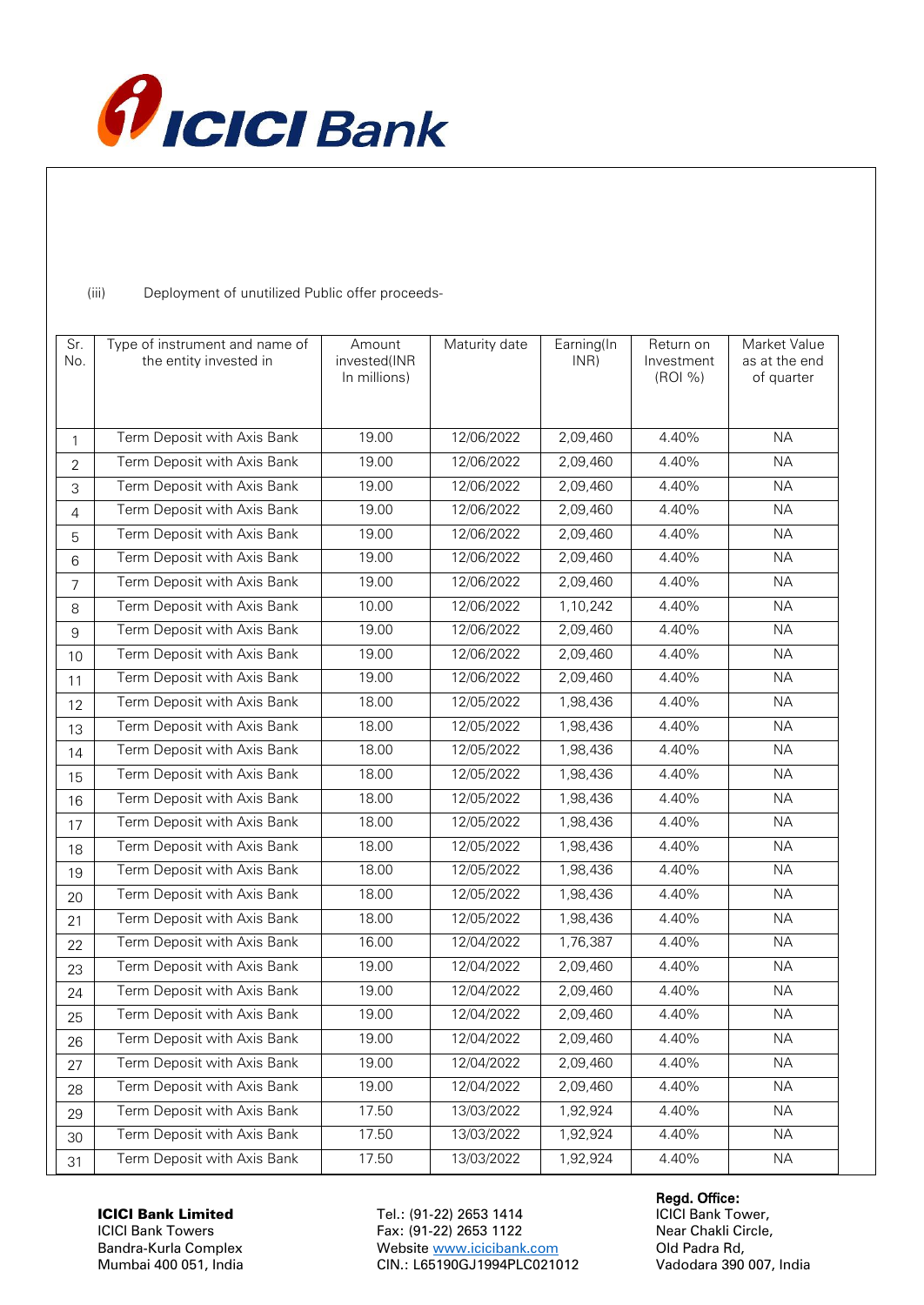(iii) Deployment of unutilized Public offer proceeds-

| Sr. No. | Type of instrument and name of the entity invested in | Amount invested(INR In millions) | Maturity date | Earning(In INR) | Return on Investment (ROI %) | Market Value as at the end of quarter |
|---|---|---|---|---|---|---|
| 1 | Term Deposit with Axis Bank | 19.00 | 12/06/2022 | 2,09,460 | 4.40% | NA |
| 2 | Term Deposit with Axis Bank | 19.00 | 12/06/2022 | 2,09,460 | 4.40% | NA |
| 3 | Term Deposit with Axis Bank | 19.00 | 12/06/2022 | 2,09,460 | 4.40% | NA |
| 4 | Term Deposit with Axis Bank | 19.00 | 12/06/2022 | 2,09,460 | 4.40% | NA |
| 5 | Term Deposit with Axis Bank | 19.00 | 12/06/2022 | 2,09,460 | 4.40% | NA |
| 6 | Term Deposit with Axis Bank | 19.00 | 12/06/2022 | 2,09,460 | 4.40% | NA |
| 7 | Term Deposit with Axis Bank | 19.00 | 12/06/2022 | 2,09,460 | 4.40% | NA |
| 8 | Term Deposit with Axis Bank | 10.00 | 12/06/2022 | 1,10,242 | 4.40% | NA |
| 9 | Term Deposit with Axis Bank | 19.00 | 12/06/2022 | 2,09,460 | 4.40% | NA |
| 10 | Term Deposit with Axis Bank | 19.00 | 12/06/2022 | 2,09,460 | 4.40% | NA |
| 11 | Term Deposit with Axis Bank | 19.00 | 12/06/2022 | 2,09,460 | 4.40% | NA |
| 12 | Term Deposit with Axis Bank | 18.00 | 12/05/2022 | 1,98,436 | 4.40% | NA |
| 13 | Term Deposit with Axis Bank | 18.00 | 12/05/2022 | 1,98,436 | 4.40% | NA |
| 14 | Term Deposit with Axis Bank | 18.00 | 12/05/2022 | 1,98,436 | 4.40% | NA |
| 15 | Term Deposit with Axis Bank | 18.00 | 12/05/2022 | 1,98,436 | 4.40% | NA |
| 16 | Term Deposit with Axis Bank | 18.00 | 12/05/2022 | 1,98,436 | 4.40% | NA |
| 17 | Term Deposit with Axis Bank | 18.00 | 12/05/2022 | 1,98,436 | 4.40% | NA |
| 18 | Term Deposit with Axis Bank | 18.00 | 12/05/2022 | 1,98,436 | 4.40% | NA |
| 19 | Term Deposit with Axis Bank | 18.00 | 12/05/2022 | 1,98,436 | 4.40% | NA |
| 20 | Term Deposit with Axis Bank | 18.00 | 12/05/2022 | 1,98,436 | 4.40% | NA |
| 21 | Term Deposit with Axis Bank | 18.00 | 12/05/2022 | 1,98,436 | 4.40% | NA |
| 22 | Term Deposit with Axis Bank | 16.00 | 12/04/2022 | 1,76,387 | 4.40% | NA |
| 23 | Term Deposit with Axis Bank | 19.00 | 12/04/2022 | 2,09,460 | 4.40% | NA |
| 24 | Term Deposit with Axis Bank | 19.00 | 12/04/2022 | 2,09,460 | 4.40% | NA |
| 25 | Term Deposit with Axis Bank | 19.00 | 12/04/2022 | 2,09,460 | 4.40% | NA |
| 26 | Term Deposit with Axis Bank | 19.00 | 12/04/2022 | 2,09,460 | 4.40% | NA |
| 27 | Term Deposit with Axis Bank | 19.00 | 12/04/2022 | 2,09,460 | 4.40% | NA |
| 28 | Term Deposit with Axis Bank | 19.00 | 12/04/2022 | 2,09,460 | 4.40% | NA |
| 29 | Term Deposit with Axis Bank | 17.50 | 13/03/2022 | 1,92,924 | 4.40% | NA |
| 30 | Term Deposit with Axis Bank | 17.50 | 13/03/2022 | 1,92,924 | 4.40% | NA |
| 31 | Term Deposit with Axis Bank | 17.50 | 13/03/2022 | 1,92,924 | 4.40% | NA |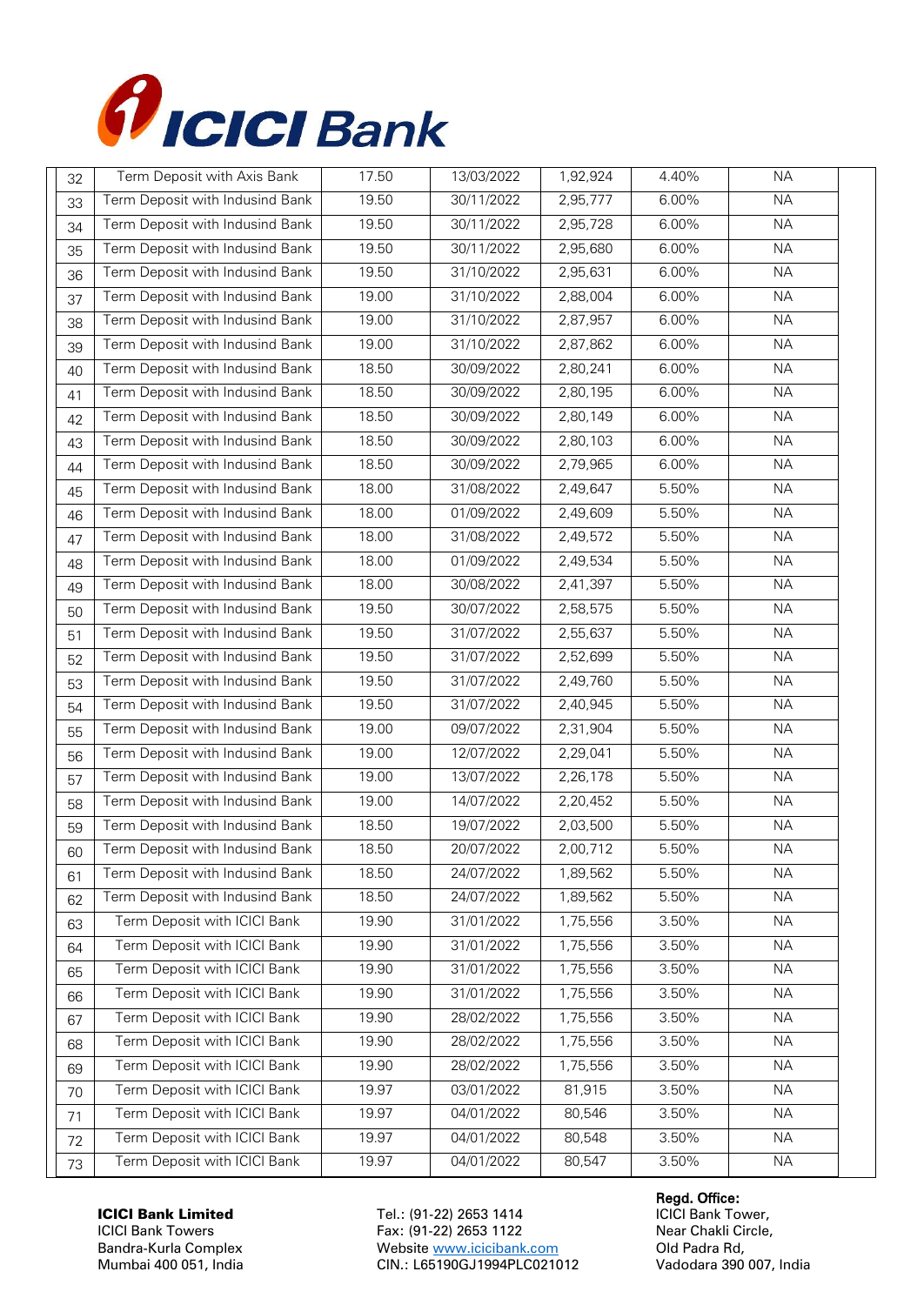| | | | | | | |
|---|---|---|---|---|---|---|
| 32 | Term Deposit with Axis Bank | 17.50 | 13/03/2022 | 1,92,924 | 4.40% | NA |
| 33 | Term Deposit with Indusind Bank | 19.50 | 30/11/2022 | 2,95,777 | 6.00% | NA |
| 34 | Term Deposit with Indusind Bank | 19.50 | 30/11/2022 | 2,95,728 | 6.00% | NA |
| 35 | Term Deposit with Indusind Bank | 19.50 | 30/11/2022 | 2,95,680 | 6.00% | NA |
| 36 | Term Deposit with Indusind Bank | 19.50 | 31/10/2022 | 2,95,631 | 6.00% | NA |
| 37 | Term Deposit with Indusind Bank | 19.00 | 31/10/2022 | 2,88,004 | 6.00% | NA |
| 38 | Term Deposit with Indusind Bank | 19.00 | 31/10/2022 | 2,87,957 | 6.00% | NA |
| 39 | Term Deposit with Indusind Bank | 19.00 | 31/10/2022 | 2,87,862 | 6.00% | NA |
| 40 | Term Deposit with Indusind Bank | 18.50 | 30/09/2022 | 2,80,241 | 6.00% | NA |
| 41 | Term Deposit with Indusind Bank | 18.50 | 30/09/2022 | 2,80,195 | 6.00% | NA |
| 42 | Term Deposit with Indusind Bank | 18.50 | 30/09/2022 | 2,80,149 | 6.00% | NA |
| 43 | Term Deposit with Indusind Bank | 18.50 | 30/09/2022 | 2,80,103 | 6.00% | NA |
| 44 | Term Deposit with Indusind Bank | 18.50 | 30/09/2022 | 2,79,965 | 6.00% | NA |
| 45 | Term Deposit with Indusind Bank | 18.00 | 31/08/2022 | 2,49,647 | 5.50% | NA |
| 46 | Term Deposit with Indusind Bank | 18.00 | 01/09/2022 | 2,49,609 | 5.50% | NA |
| 47 | Term Deposit with Indusind Bank | 18.00 | 31/08/2022 | 2,49,572 | 5.50% | NA |
| 48 | Term Deposit with Indusind Bank | 18.00 | 01/09/2022 | 2,49,534 | 5.50% | NA |
| 49 | Term Deposit with Indusind Bank | 18.00 | 30/08/2022 | 2,41,397 | 5.50% | NA |
| 50 | Term Deposit with Indusind Bank | 19.50 | 30/07/2022 | 2,58,575 | 5.50% | NA |
| 51 | Term Deposit with Indusind Bank | 19.50 | 31/07/2022 | 2,55,637 | 5.50% | NA |
| 52 | Term Deposit with Indusind Bank | 19.50 | 31/07/2022 | 2,52,699 | 5.50% | NA |
| 53 | Term Deposit with Indusind Bank | 19.50 | 31/07/2022 | 2,49,760 | 5.50% | NA |
| 54 | Term Deposit with Indusind Bank | 19.50 | 31/07/2022 | 2,40,945 | 5.50% | NA |
| 55 | Term Deposit with Indusind Bank | 19.00 | 09/07/2022 | 2,31,904 | 5.50% | NA |
| 56 | Term Deposit with Indusind Bank | 19.00 | 12/07/2022 | 2,29,041 | 5.50% | NA |
| 57 | Term Deposit with Indusind Bank | 19.00 | 13/07/2022 | 2,26,178 | 5.50% | NA |
| 58 | Term Deposit with Indusind Bank | 19.00 | 14/07/2022 | 2,20,452 | 5.50% | NA |
| 59 | Term Deposit with Indusind Bank | 18.50 | 19/07/2022 | 2,03,500 | 5.50% | NA |
| 60 | Term Deposit with Indusind Bank | 18.50 | 20/07/2022 | 2,00,712 | 5.50% | NA |
| 61 | Term Deposit with Indusind Bank | 18.50 | 24/07/2022 | 1,89,562 | 5.50% | NA |
| 62 | Term Deposit with Indusind Bank | 18.50 | 24/07/2022 | 1,89,562 | 5.50% | NA |
| 63 | Term Deposit with ICICI Bank | 19.90 | 31/01/2022 | 1,75,556 | 3.50% | NA |
| 64 | Term Deposit with ICICI Bank | 19.90 | 31/01/2022 | 1,75,556 | 3.50% | NA |
| 65 | Term Deposit with ICICI Bank | 19.90 | 31/01/2022 | 1,75,556 | 3.50% | NA |
| 66 | Term Deposit with ICICI Bank | 19.90 | 31/01/2022 | 1,75,556 | 3.50% | NA |
| 67 | Term Deposit with ICICI Bank | 19.90 | 28/02/2022 | 1,75,556 | 3.50% | NA |
| 68 | Term Deposit with ICICI Bank | 19.90 | 28/02/2022 | 1,75,556 | 3.50% | NA |
| 69 | Term Deposit with ICICI Bank | 19.90 | 28/02/2022 | 1,75,556 | 3.50% | NA |
| 70 | Term Deposit with ICICI Bank | 19.97 | 03/01/2022 | 81,915 | 3.50% | NA |
| 71 | Term Deposit with ICICI Bank | 19.97 | 04/01/2022 | 80,546 | 3.50% | NA |
| 72 | Term Deposit with ICICI Bank | 19.97 | 04/01/2022 | 80,548 | 3.50% | NA |
| 73 | Term Deposit with ICICI Bank | 19.97 | 04/01/2022 | 80,547 | 3.50% | NA |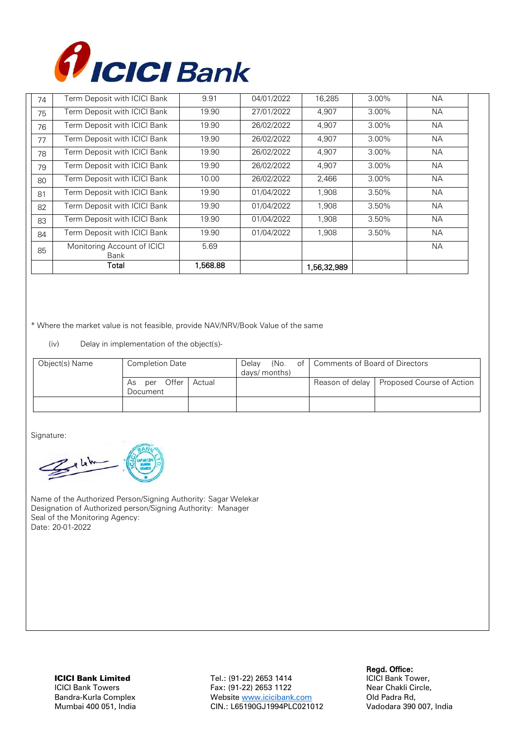| | | | | | | |
|---|---|---|---|---|---|---|
| 74 | Term Deposit with ICICI Bank | 9.91 | 04/01/2022 | 16,285 | 3.00% | NA |
| 75 | Term Deposit with ICICI Bank | 19.90 | 27/01/2022 | 4,907 | 3.00% | NA |
| 76 | Term Deposit with ICICI Bank | 19.90 | 26/02/2022 | 4,907 | 3.00% | NA |
| 77 | Term Deposit with ICICI Bank | 19.90 | 26/02/2022 | 4,907 | 3.00% | NA |
| 78 | Term Deposit with ICICI Bank | 19.90 | 26/02/2022 | 4,907 | 3.00% | NA |
| 79 | Term Deposit with ICICI Bank | 19.90 | 26/02/2022 | 4,907 | 3.00% | NA |
| 80 | Term Deposit with ICICI Bank | 10.00 | 26/02/2022 | 2,466 | 3.00% | NA |
| 81 | Term Deposit with ICICI Bank | 19.90 | 01/04/2022 | 1,908 | 3.50% | NA |
| 82 | Term Deposit with ICICI Bank | 19.90 | 01/04/2022 | 1,908 | 3.50% | NA |
| 83 | Term Deposit with ICICI Bank | 19.90 | 01/04/2022 | 1,908 | 3.50% | NA |
| 84 | Term Deposit with ICICI Bank | 19.90 | 01/04/2022 | 1,908 | 3.50% | NA |
| 85 | Monitoring Account of ICICI Bank | 5.69 | | | | NA |
| | Total | 1,568.88 | | 1,56,32,989 | | |

\* Where the market value is not feasible, provide NAV/NRV/Book Value of the same

(iv) Delay in implementation of the object(s)-

| Object(s) Name | Completion Date | | Delay (No. of days/ months) | Comments of Board of Directors | |
|---|---|---|---|---|---|
| | As per Offer Document | Actual | | Reason of delay | Proposed Course of Action |
| | | | | | |

Signature:

Name of the Authorized Person/Signing Authority: Sagar Welekar
Designation of Authorized person/Signing Authority: Manager
Seal of the Monitoring Agency:
Date: 20-01-2022